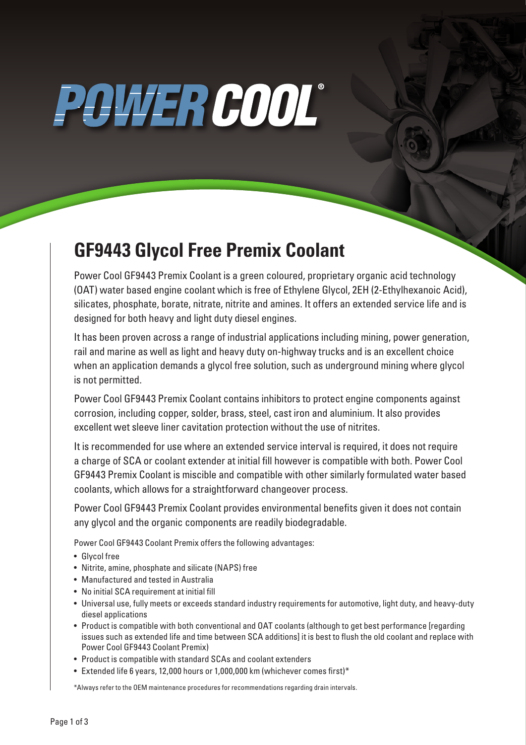# POWER COOL®

## GF9443 Glycol Free Premix Coolant

Power Cool GF9443 Premix Coolant is a green coloured, proprietary organic acid technology (OAT) water based engine coolant which is free of Ethylene Glycol, 2EH (2-Ethylhexanoic Acid), silicates, phosphate, borate, nitrate, nitrite and amines. It offers an extended service life and is designed for both heavy and light duty diesel engines.

It has been proven across a range of industrial applications including mining, power generation, rail and marine as well as light and heavy duty on-highway trucks and is an excellent choice when an application demands a glycol free solution, such as underground mining where glycol is not permitted.

Power Cool GF9443 Premix Coolant contains inhibitors to protect engine components against corrosion, including copper, solder, brass, steel, cast iron and aluminium. It also provides excellent wet sleeve liner cavitation protection without the use of nitrites.

It is recommended for use where an extended service interval is required, it does not require a charge of SCA or coolant extender at initial fill however is compatible with both. Power Cool GF9443 Premix Coolant is miscible and compatible with other similarly formulated water based coolants, which allows for a straightforward changeover process.

Power Cool GF9443 Premix Coolant provides environmental benefits given it does not contain any glycol and the organic components are readily biodegradable.

Power Cool GF9443 Coolant Premix offers the following advantages:

- Glycol free
- Nitrite, amine, phosphate and silicate (NAPS) free
- Manufactured and tested in Australia
- No initial SCA requirement at initial fill
- Universal use, fully meets or exceeds standard industry requirements for automotive, light duty, and heavy-duty diesel applications
- Product is compatible with both conventional and OAT coolants (although to get best performance [regarding issues such as extended life and time between SCA additions] it is best to flush the old coolant and replace with Power Cool GF9443 Coolant Premix)
- Product is compatible with standard SCAs and coolant extenders
- Extended life 6 years, 12,000 hours or 1,000,000 km (whichever comes first)*

*Always refer to the OEM maintenance procedures for recommendations regarding drain intervals.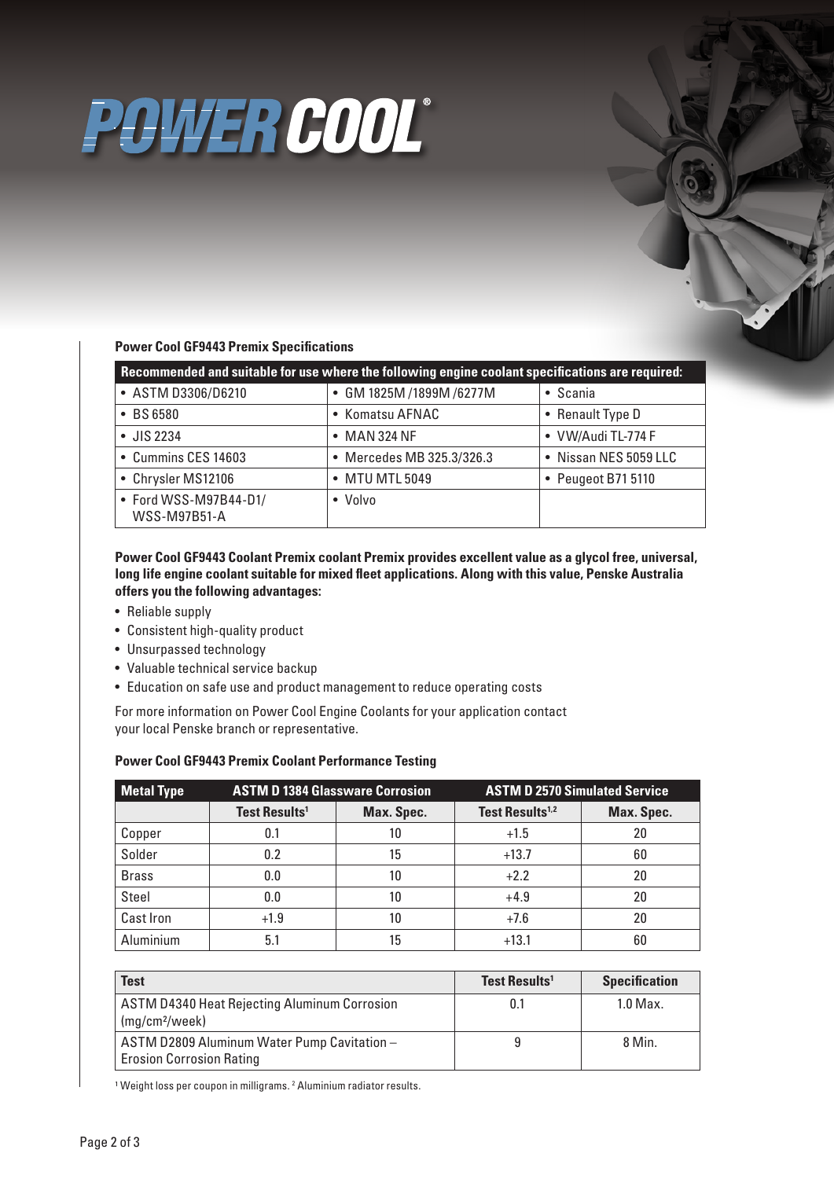# POWER COOL®

### Power Cool GF9443 Premix Specifications

| Recommended and suitable for use where the following engine coolant specifications are required: | | |
|---|---|---|
| • ASTM D3306/D6210 | • GM 1825M /1899M /6277M | • Scania |
| • BS 6580 | • Komatsu AFNAC | • Renault Type D |
| • JIS 2234 | • MAN 324 NF | • VW/Audi TL-774 F |
| • Cummins CES 14603 | • Mercedes MB 325.3/326.3 | • Nissan NES 5059 LLC |
| • Chrysler MS12106 | • MTU MTL 5049 | • Peugeot B71 5110 |
| • Ford WSS-M97B44-D1/ WSS-M97B51-A | • Volvo | |

**Power Cool GF9443 Coolant Premix coolant Premix provides excellent value as a glycol free, universal, long life engine coolant suitable for mixed fleet applications. Along with this value, Penske Australia offers you the following advantages:**

- Reliable supply
- Consistent high-quality product
- Unsurpassed technology
- Valuable technical service backup
- Education on safe use and product management to reduce operating costs

For more information on Power Cool Engine Coolants for your application contact your local Penske branch or representative.

### Power Cool GF9443 Premix Coolant Performance Testing

| Metal Type | ASTM D 1384 Glassware Corrosion | | ASTM D 2570 Simulated Service | |
|---|---|---|---|---|
| | Test Results[1] | Max. Spec. | Test Results[1,2] | Max. Spec. |
| Copper | 0.1 | 10 | +1.5 | 20 |
| Solder | 0.2 | 15 | +13.7 | 60 |
| Brass | 0.0 | 10 | +2.2 | 20 |
| Steel | 0.0 | 10 | +4.9 | 20 |
| Cast Iron | +1.9 | 10 | +7.6 | 20 |
| Aluminium | 5.1 | 15 | +13.1 | 60 |

| Test | Test Results[1] | Specification |
|---|---|---|
| ASTM D4340 Heat Rejecting Aluminum Corrosion ($mg/cm^2/week$) | 0.1 | 1.0 Max. |
| ASTM D2809 Aluminum Water Pump Cavitation – Erosion Corrosion Rating | 9 | 8 Min. |

[1] Weight loss per coupon in milligrams. [2] Aluminium radiator results.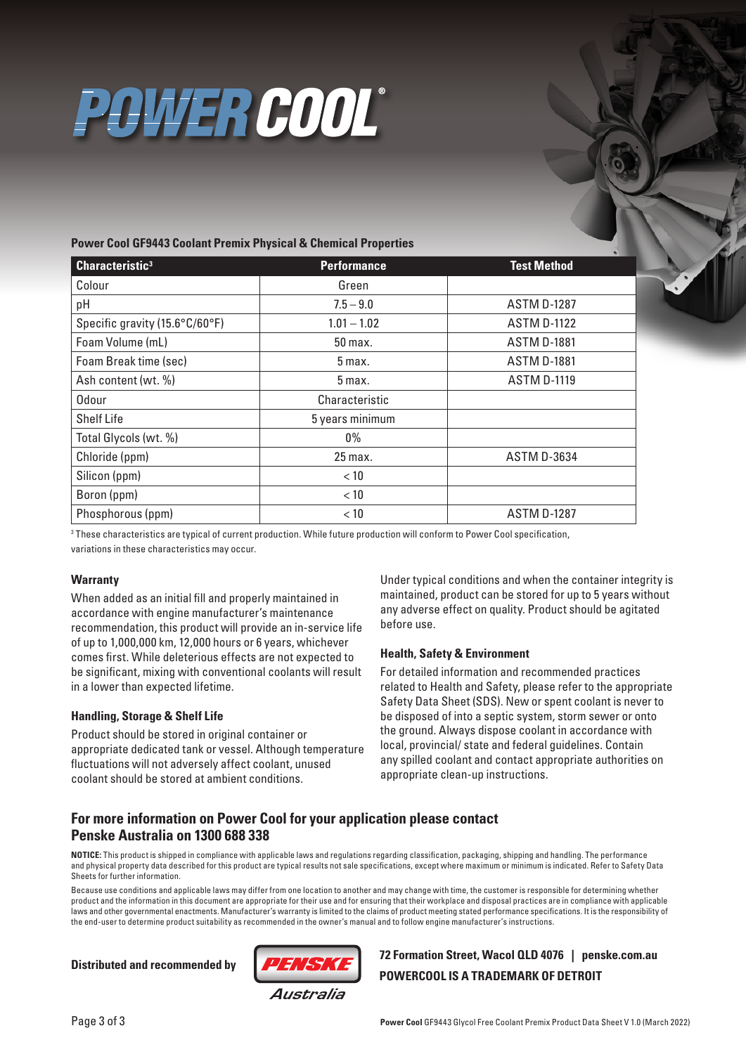# POWER COOL®

**Power Cool GF9443 Coolant Premix Physical & Chemical Properties**

| Characteristic[3] | Performance | Test Method |
|---|---|---|
| Colour | Green | |
| pH | 7.5 – 9.0 | ASTM D-1287 |
| Specific gravity (15.6°C/60°F) | 1.01 – 1.02 | ASTM D-1122 |
| Foam Volume (mL) | 50 max. | ASTM D-1881 |
| Foam Break time (sec) | 5 max. | ASTM D-1881 |
| Ash content (wt. %) | 5 max. | ASTM D-1119 |
| Odour | Characteristic | |
| Shelf Life | 5 years minimum | |
| Total Glycols (wt. %) | 0% | |
| Chloride (ppm) | 25 max. | ASTM D-3634 |
| Silicon (ppm) | < 10 | |
| Boron (ppm) | < 10 | |
| Phosphorous (ppm) | < 10 | ASTM D-1287 |

[3] These characteristics are typical of current production. While future production will conform to Power Cool specification, variations in these characteristics may occur.

### Warranty

When added as an initial fill and properly maintained in accordance with engine manufacturer's maintenance recommendation, this product will provide an in-service life of up to 1,000,000 km, 12,000 hours or 6 years, whichever comes first. While deleterious effects are not expected to be significant, mixing with conventional coolants will result in a lower than expected lifetime.

### Handling, Storage & Shelf Life

Product should be stored in original container or appropriate dedicated tank or vessel. Although temperature fluctuations will not adversely affect coolant, unused coolant should be stored at ambient conditions.

Under typical conditions and when the container integrity is maintained, product can be stored for up to 5 years without any adverse effect on quality. Product should be agitated before use.

### Health, Safety & Environment

For detailed information and recommended practices related to Health and Safety, please refer to the appropriate Safety Data Sheet (SDS). New or spent coolant is never to be disposed of into a septic system, storm sewer or onto the ground. Always dispose coolant in accordance with local, provincial/ state and federal guidelines. Contain any spilled coolant and contact appropriate authorities on appropriate clean-up instructions.

## For more information on Power Cool for your application please contact Penske Australia on 1300 688 338

**NOTICE:** This product is shipped in compliance with applicable laws and regulations regarding classification, packaging, shipping and handling. The performance and physical property data described for this product are typical results not sale specifications, except where maximum or minimum is indicated. Refer to Safety Data Sheets for further information.

Because use conditions and applicable laws may differ from one location to another and may change with time, the customer is responsible for determining whether product and the information in this document are appropriate for their use and for ensuring that their workplace and disposal practices are in compliance with applicable laws and other governmental enactments. Manufacturer's warranty is limited to the claims of product meeting stated performance specifications. It is the responsibility of the end-user to determine product suitability as recommended in the owner's manual and to follow engine manufacturer's instructions.

**Distributed and recommended by** PENSKE Australia

**72 Formation Street, Wacol QLD 4076 | penske.com.au**

**POWERCOOL IS A TRADEMARK OF DETROIT**

**Power Cool** GF9443 Glycol Free Coolant Premix Product Data Sheet V 1.0 (March 2022)